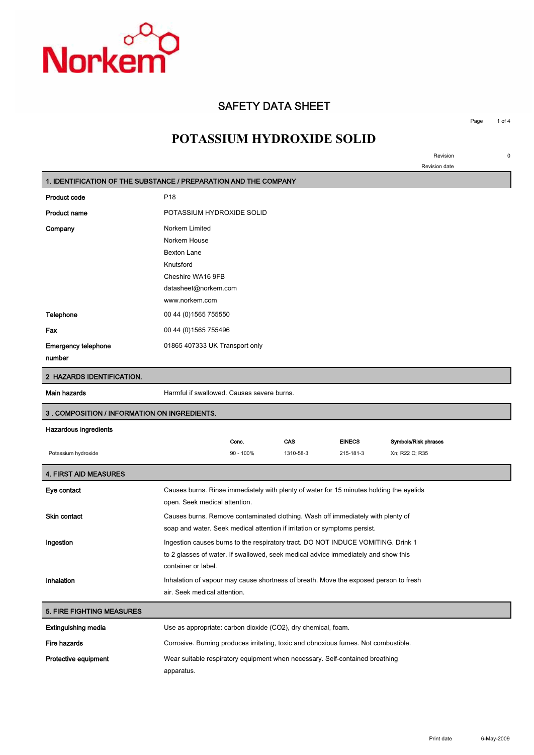Norkem

# SAFETY DATA SHEET

# POTASSIUM HYDROXIDE SOLID

Revision 0

Revision date

## 1. IDENTIFICATION OF THE SUBSTANCE / PREPARATION AND THE COMPANY

**Product code** P18

**Product name** POTASSIUM HYDROXIDE SOLID

**Company** Norkem Limited
Norkem House
Bexton Lane
Knutsford
Cheshire WA16 9FB
datasheet@norkem.com
www.norkem.com

**Telephone** 00 44 (0)1565 755550

**Fax** 00 44 (0)1565 755496

**Emergency telephone number** 01865 407333 UK Transport only

## 2 HAZARDS IDENTIFICATION.

**Main hazards** Harmful if swallowed. Causes severe burns.

## 3 . COMPOSITION / INFORMATION ON INGREDIENTS.

**Hazardous ingredients**

| | Conc. | CAS | EINECS | Symbols/Risk phrases |
|---|---|---|---|---|
| Potassium hydroxide | 90 - 100% | 1310-58-3 | 215-181-3 | Xn; R22 C; R35 |

## 4. FIRST AID MEASURES

**Eye contact** Causes burns. Rinse immediately with plenty of water for 15 minutes holding the eyelids open. Seek medical attention.

**Skin contact** Causes burns. Remove contaminated clothing. Wash off immediately with plenty of soap and water. Seek medical attention if irritation or symptoms persist.

**Ingestion** Ingestion causes burns to the respiratory tract. DO NOT INDUCE VOMITING. Drink 1 to 2 glasses of water. If swallowed, seek medical advice immediately and show this container or label.

**Inhalation** Inhalation of vapour may cause shortness of breath. Move the exposed person to fresh air. Seek medical attention.

## 5. FIRE FIGHTING MEASURES

**Extinguishing media** Use as appropriate: carbon dioxide ($CO_2$), dry chemical, foam.

**Fire hazards** Corrosive. Burning produces irritating, toxic and obnoxious fumes. Not combustible.

**Protective equipment** Wear suitable respiratory equipment when necessary. Self-contained breathing apparatus.

Print date 6-May-2009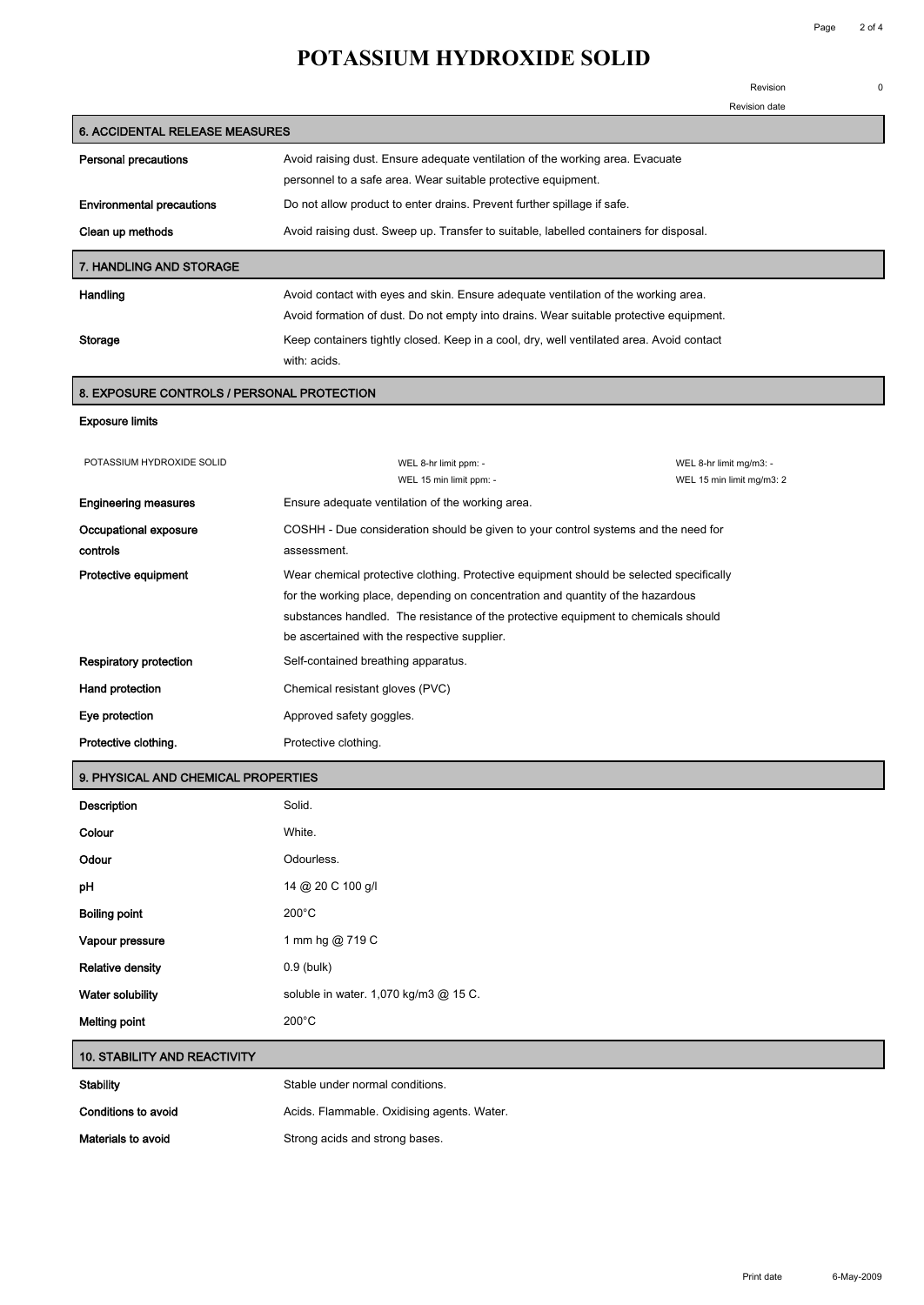# POTASSIUM HYDROXIDE SOLID

Revision 0

Revision date

## 6. ACCIDENTAL RELEASE MEASURES

| | |
|---|---|
| **Personal precautions** | Avoid raising dust. Ensure adequate ventilation of the working area. Evacuate personnel to a safe area. Wear suitable protective equipment. |
| **Environmental precautions** | Do not allow product to enter drains. Prevent further spillage if safe. |
| **Clean up methods** | Avoid raising dust. Sweep up. Transfer to suitable, labelled containers for disposal. |

## 7. HANDLING AND STORAGE

| | |
|---|---|
| **Handling** | Avoid contact with eyes and skin. Ensure adequate ventilation of the working area. Avoid formation of dust. Do not empty into drains. Wear suitable protective equipment. |
| **Storage** | Keep containers tightly closed. Keep in a cool, dry, well ventilated area. Avoid contact with: acids. |

## 8. EXPOSURE CONTROLS / PERSONAL PROTECTION

**Exposure limits**

| | | |
|---|---|---|
| POTASSIUM HYDROXIDE SOLID | WEL 8-hr limit ppm: -<br>WEL 15 min limit ppm: - | WEL 8-hr limit mg/m3: -<br>WEL 15 min limit mg/m3: 2 |

| | |
|---|---|
| **Engineering measures** | Ensure adequate ventilation of the working area. |
| **Occupational exposure controls** | COSHH - Due consideration should be given to your control systems and the need for assessment. |
| **Protective equipment** | Wear chemical protective clothing. Protective equipment should be selected specifically for the working place, depending on concentration and quantity of the hazardous substances handled. The resistance of the protective equipment to chemicals should be ascertained with the respective supplier. |
| **Respiratory protection** | Self-contained breathing apparatus. |
| **Hand protection** | Chemical resistant gloves (PVC) |
| **Eye protection** | Approved safety goggles. |
| **Protective clothing.** | Protective clothing. |

## 9. PHYSICAL AND CHEMICAL PROPERTIES

| | |
|---|---|
| **Description** | Solid. |
| **Colour** | White. |
| **Odour** | Odourless. |
| **pH** | 14 @ 20 C 100 g/l |
| **Boiling point** | 200°C |
| **Vapour pressure** | 1 mm hg @ 719 C |
| **Relative density** | 0.9 (bulk) |
| **Water solubility** | soluble in water. 1,070 kg/m3 @ 15 C. |
| **Melting point** | 200°C |

## 10. STABILITY AND REACTIVITY

| | |
|---|---|
| **Stability** | Stable under normal conditions. |
| **Conditions to avoid** | Acids. Flammable. Oxidising agents. Water. |
| **Materials to avoid** | Strong acids and strong bases. |

Print date 6-May-2009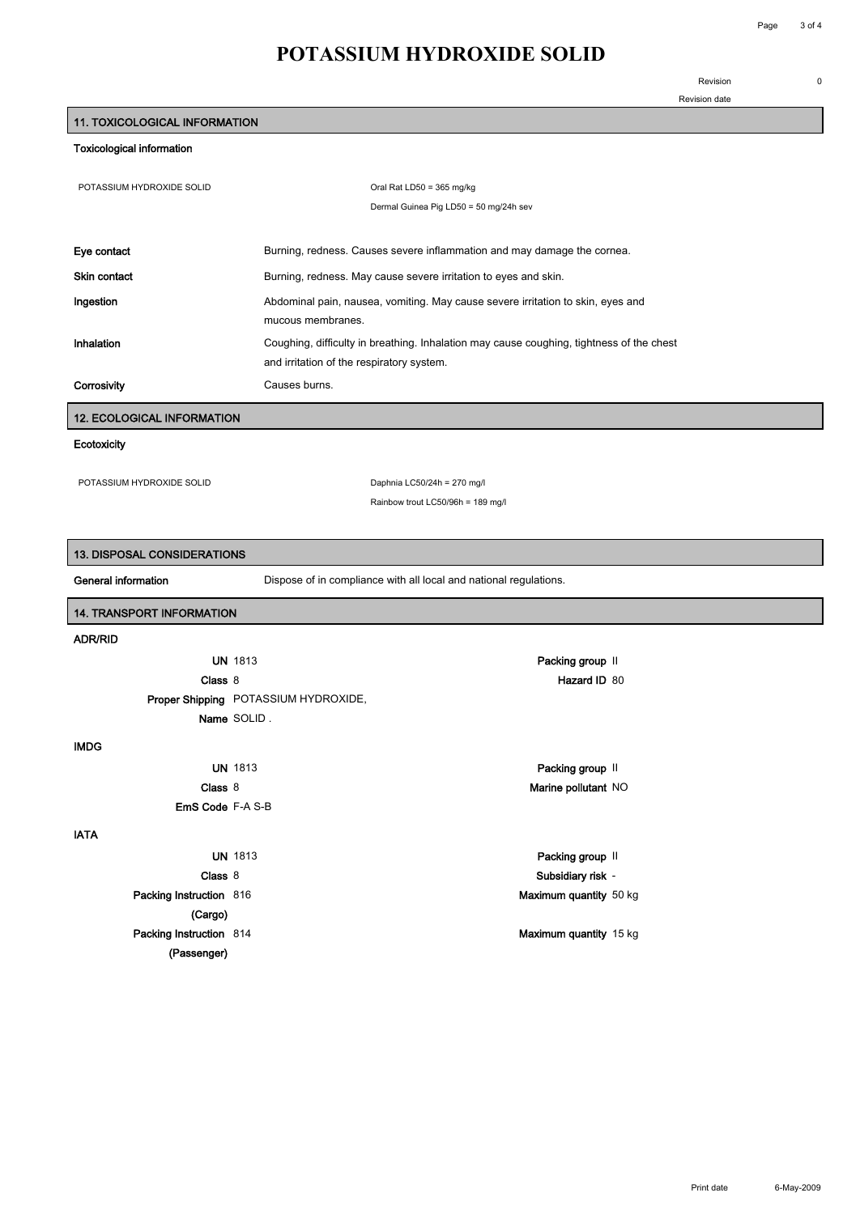# POTASSIUM HYDROXIDE SOLID

Revision 0

Revision date

## 11. TOXICOLOGICAL INFORMATION

### Toxicological information

| | |
|---|---|
| POTASSIUM HYDROXIDE SOLID | Oral Rat LD50 = 365 mg/kg |
| | Dermal Guinea Pig LD50 = 50 mg/24h sev |

| | |
|---|---|
| **Eye contact** | Burning, redness. Causes severe inflammation and may damage the cornea. |
| **Skin contact** | Burning, redness. May cause severe irritation to eyes and skin. |
| **Ingestion** | Abdominal pain, nausea, vomiting. May cause severe irritation to skin, eyes and mucous membranes. |
| **Inhalation** | Coughing, difficulty in breathing. Inhalation may cause coughing, tightness of the chest and irritation of the respiratory system. |
| **Corrosivity** | Causes burns. |

## 12. ECOLOGICAL INFORMATION

### Ecotoxicity

| | |
|---|---|
| POTASSIUM HYDROXIDE SOLID | Daphnia LC50/24h = 270 mg/l |
| | Rainbow trout LC50/96h = 189 mg/l |

## 13. DISPOSAL CONSIDERATIONS

**General information** Dispose of in compliance with all local and national regulations.

## 14. TRANSPORT INFORMATION

### ADR/RID

| | | | |
|---|---|---|---|
| **UN** | 1813 | **Packing group** | II |
| **Class** | 8 | **Hazard ID** | 80 |
| **Proper Shipping Name** | POTASSIUM HYDROXIDE, SOLID . | | |

### IMDG

| | | | |
|---|---|---|---|
| **UN** | 1813 | **Packing group** | II |
| **Class** | 8 | **Marine pollutant** | NO |
| **EmS Code** | F-A S-B | | |

### IATA

| | | | |
|---|---|---|---|
| **UN** | 1813 | **Packing group** | II |
| **Class** | 8 | **Subsidiary risk** | - |
| **Packing Instruction (Cargo)** | 816 | **Maximum quantity** | 50 kg |
| **Packing Instruction (Passenger)** | 814 | **Maximum quantity** | 15 kg |

Print date 6-May-2009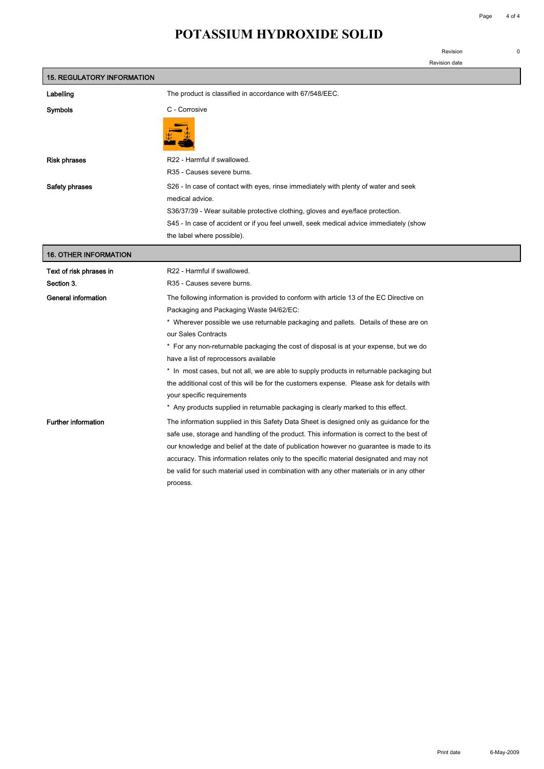# POTASSIUM HYDROXIDE SOLID

Revision 0

Revision date

## 15. REGULATORY INFORMATION

| | |
|---|---|
| **Labelling** | The product is classified in accordance with 67/548/EEC. |
| **Symbols** | C - Corrosive |
| **Risk phrases** | R22 - Harmful if swallowed.<br>R35 - Causes severe burns. |
| **Safety phrases** | S26 - In case of contact with eyes, rinse immediately with plenty of water and seek medical advice.<br>S36/37/39 - Wear suitable protective clothing, gloves and eye/face protection.<br>S45 - In case of accident or if you feel unwell, seek medical advice immediately (show the label where possible). |

## 16. OTHER INFORMATION

| | |
|---|---|
| **Text of risk phrases in Section 3.** | R22 - Harmful if swallowed.<br>R35 - Causes severe burns. |
| **General information** | The following information is provided to conform with article 13 of the EC Directive on Packaging and Packaging Waste 94/62/EC:<br>* Wherever possible we use returnable packaging and pallets. Details of these are on our Sales Contracts<br>* For any non-returnable packaging the cost of disposal is at your expense, but we do have a list of reprocessors available<br>* In most cases, but not all, we are able to supply products in returnable packaging but the additional cost of this will be for the customers expense. Please ask for details with your specific requirements<br>* Any products supplied in returnable packaging is clearly marked to this effect. |
| **Further information** | The information supplied in this Safety Data Sheet is designed only as guidance for the safe use, storage and handling of the product. This information is correct to the best of our knowledge and belief at the date of publication however no guarantee is made to its accuracy. This information relates only to the specific material designated and may not be valid for such material used in combination with any other materials or in any other process. |

Print date 6-May-2009